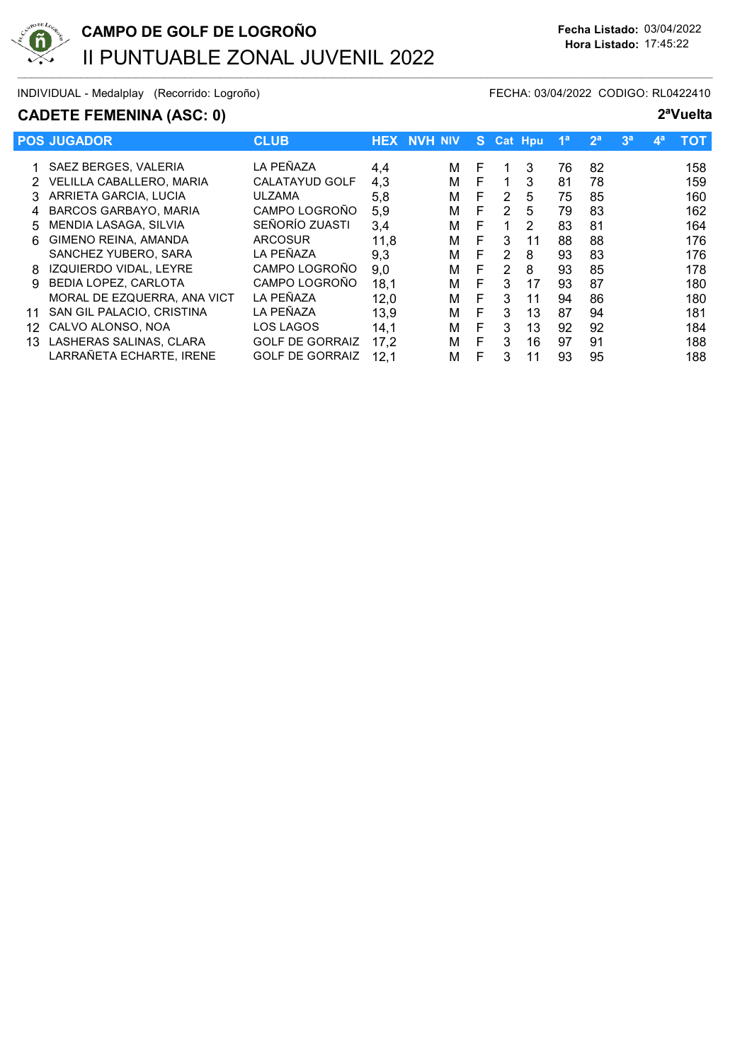# CAMPO DE GOLF DE LOGROÑO

## II PUNTUABLE ZONAL JUVENIL 2022

**Fecha Listado:** 03/04/2022
**Hora Listado:** 17:45:22

INDIVIDUAL - Medalplay (Recorrido: Logroño) FECHA: 03/04/2022 CODIGO: RL0422410

### CADETE FEMENINA (ASC: 0)

**2ªVuelta**

| POS | JUGADOR | CLUB | HEX | NVH | NIV | S | Cat | Hpu | 1ª | 2ª | 3ª | 4ª | TOT |
|---|---|---|---|---|---|---|---|---|---|---|---|---|---|
| 1 | SAEZ BERGES, VALERIA | LA PEÑAZA | 4,4 | | M | F | 1 | 3 | 76 | 82 | | | 158 |
| 2 | VELILLA CABALLERO, MARIA | CALATAYUD GOLF | 4,3 | | M | F | 1 | 3 | 81 | 78 | | | 159 |
| 3 | ARRIETA GARCIA, LUCIA | ULZAMA | 5,8 | | M | F | 2 | 5 | 75 | 85 | | | 160 |
| 4 | BARCOS GARBAYO, MARIA | CAMPO LOGROÑO | 5,9 | | M | F | 2 | 5 | 79 | 83 | | | 162 |
| 5 | MENDIA LASAGA, SILVIA | SEÑORÍO ZUASTI | 3,4 | | M | F | 1 | 2 | 83 | 81 | | | 164 |
| 6 | GIMENO REINA, AMANDA | ARCOSUR | 11,8 | | M | F | 3 | 11 | 88 | 88 | | | 176 |
| | SANCHEZ YUBERO, SARA | LA PEÑAZA | 9,3 | | M | F | 2 | 8 | 93 | 83 | | | 176 |
| 8 | IZQUIERDO VIDAL, LEYRE | CAMPO LOGROÑO | 9,0 | | M | F | 2 | 8 | 93 | 85 | | | 178 |
| 9 | BEDIA LOPEZ, CARLOTA | CAMPO LOGROÑO | 18,1 | | M | F | 3 | 17 | 93 | 87 | | | 180 |
| | MORAL DE EZQUERRA, ANA VICT | LA PEÑAZA | 12,0 | | M | F | 3 | 11 | 94 | 86 | | | 180 |
| 11 | SAN GIL PALACIO, CRISTINA | LA PEÑAZA | 13,9 | | M | F | 3 | 13 | 87 | 94 | | | 181 |
| 12 | CALVO ALONSO, NOA | LOS LAGOS | 14,1 | | M | F | 3 | 13 | 92 | 92 | | | 184 |
| 13 | LASHERAS SALINAS, CLARA | GOLF DE GORRAIZ | 17,2 | | M | F | 3 | 16 | 97 | 91 | | | 188 |
| | LARRAÑETA ECHARTE, IRENE | GOLF DE GORRAIZ | 12,1 | | M | F | 3 | 11 | 93 | 95 | | | 188 |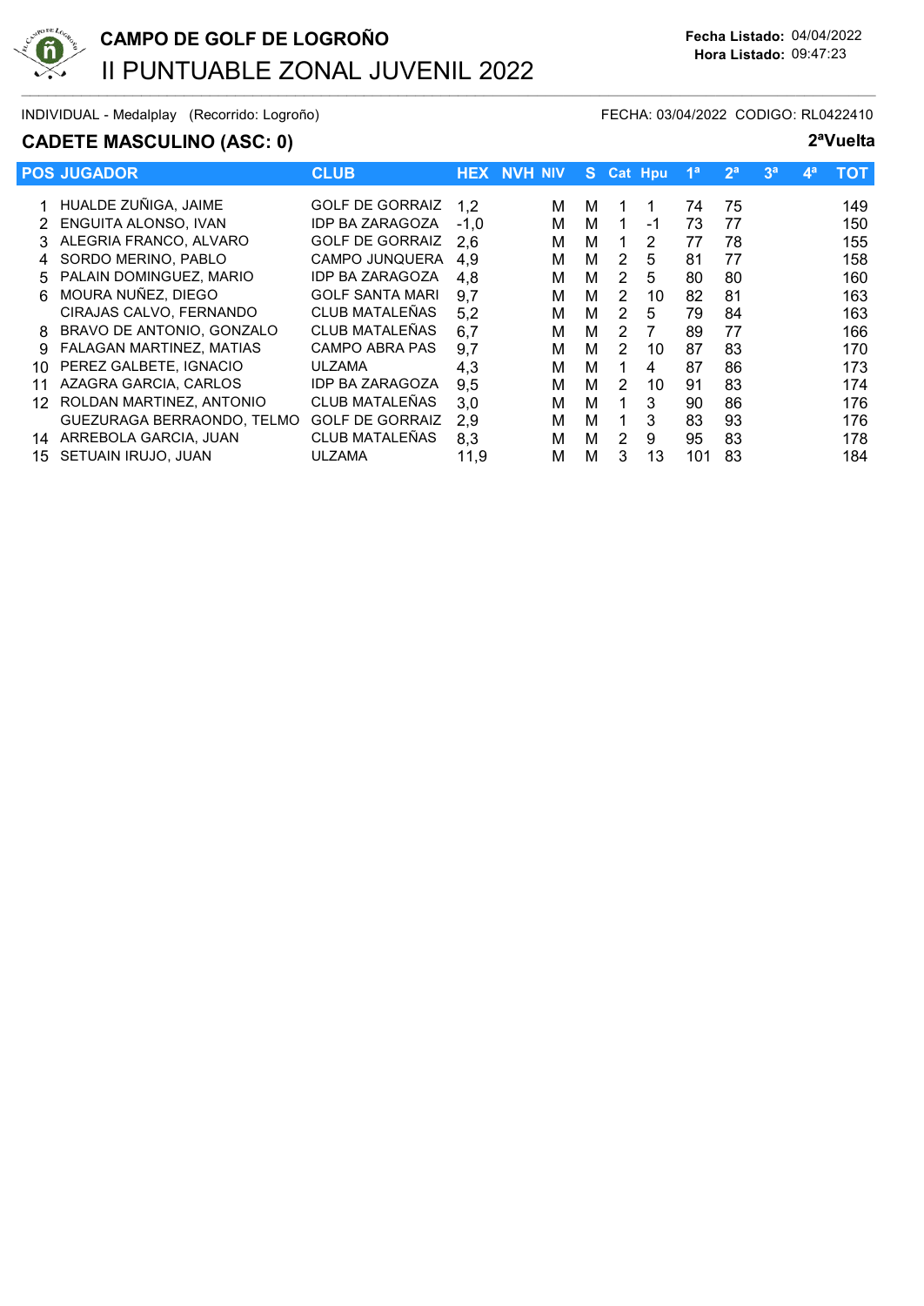# CAMPO DE GOLF DE LOGROÑO

## II PUNTUABLE ZONAL JUVENIL 2022

**Fecha Listado:** 04/04/2022
**Hora Listado:** 09:47:23

INDIVIDUAL - Medalplay (Recorrido: Logroño) FECHA: 03/04/2022 CODIGO: RL0422410

### CADETE MASCULINO (ASC: 0)

**2ªVuelta**

| POS | JUGADOR | CLUB | HEX | NVH | NIV | S | Cat | Hpu | 1ª | 2ª | 3ª | 4ª | TOT |
|---|---|---|---|---|---|---|---|---|---|---|---|---|---|
| 1 | HUALDE ZUÑIGA, JAIME | GOLF DE GORRAIZ | 1,2 | | M | M | 1 | 1 | 74 | 75 | | | 149 |
| 2 | ENGUITA ALONSO, IVAN | IDP BA ZARAGOZA | -1,0 | | M | M | 1 | -1 | 73 | 77 | | | 150 |
| 3 | ALEGRIA FRANCO, ALVARO | GOLF DE GORRAIZ | 2,6 | | M | M | 1 | 2 | 77 | 78 | | | 155 |
| 4 | SORDO MERINO, PABLO | CAMPO JUNQUERA | 4,9 | | M | M | 2 | 5 | 81 | 77 | | | 158 |
| 5 | PALAIN DOMINGUEZ, MARIO | IDP BA ZARAGOZA | 4,8 | | M | M | 2 | 5 | 80 | 80 | | | 160 |
| 6 | MOURA NUÑEZ, DIEGO | GOLF SANTA MARI | 9,7 | | M | M | 2 | 10 | 82 | 81 | | | 163 |
| | CIRAJAS CALVO, FERNANDO | CLUB MATALEÑAS | 5,2 | | M | M | 2 | 5 | 79 | 84 | | | 163 |
| 8 | BRAVO DE ANTONIO, GONZALO | CLUB MATALEÑAS | 6,7 | | M | M | 2 | 7 | 89 | 77 | | | 166 |
| 9 | FALAGAN MARTINEZ, MATIAS | CAMPO ABRA PAS | 9,7 | | M | M | 2 | 10 | 87 | 83 | | | 170 |
| 10 | PEREZ GALBETE, IGNACIO | ULZAMA | 4,3 | | M | M | 1 | 4 | 87 | 86 | | | 173 |
| 11 | AZAGRA GARCIA, CARLOS | IDP BA ZARAGOZA | 9,5 | | M | M | 2 | 10 | 91 | 83 | | | 174 |
| 12 | ROLDAN MARTINEZ, ANTONIO | CLUB MATALEÑAS | 3,0 | | M | M | 1 | 3 | 90 | 86 | | | 176 |
| | GUEZURAGA BERRAONDO, TELMO | GOLF DE GORRAIZ | 2,9 | | M | M | 1 | 3 | 83 | 93 | | | 176 |
| 14 | ARREBOLA GARCIA, JUAN | CLUB MATALEÑAS | 8,3 | | M | M | 2 | 9 | 95 | 83 | | | 178 |
| 15 | SETUAIN IRUJO, JUAN | ULZAMA | 11,9 | | M | M | 3 | 13 | 101 | 83 | | | 184 |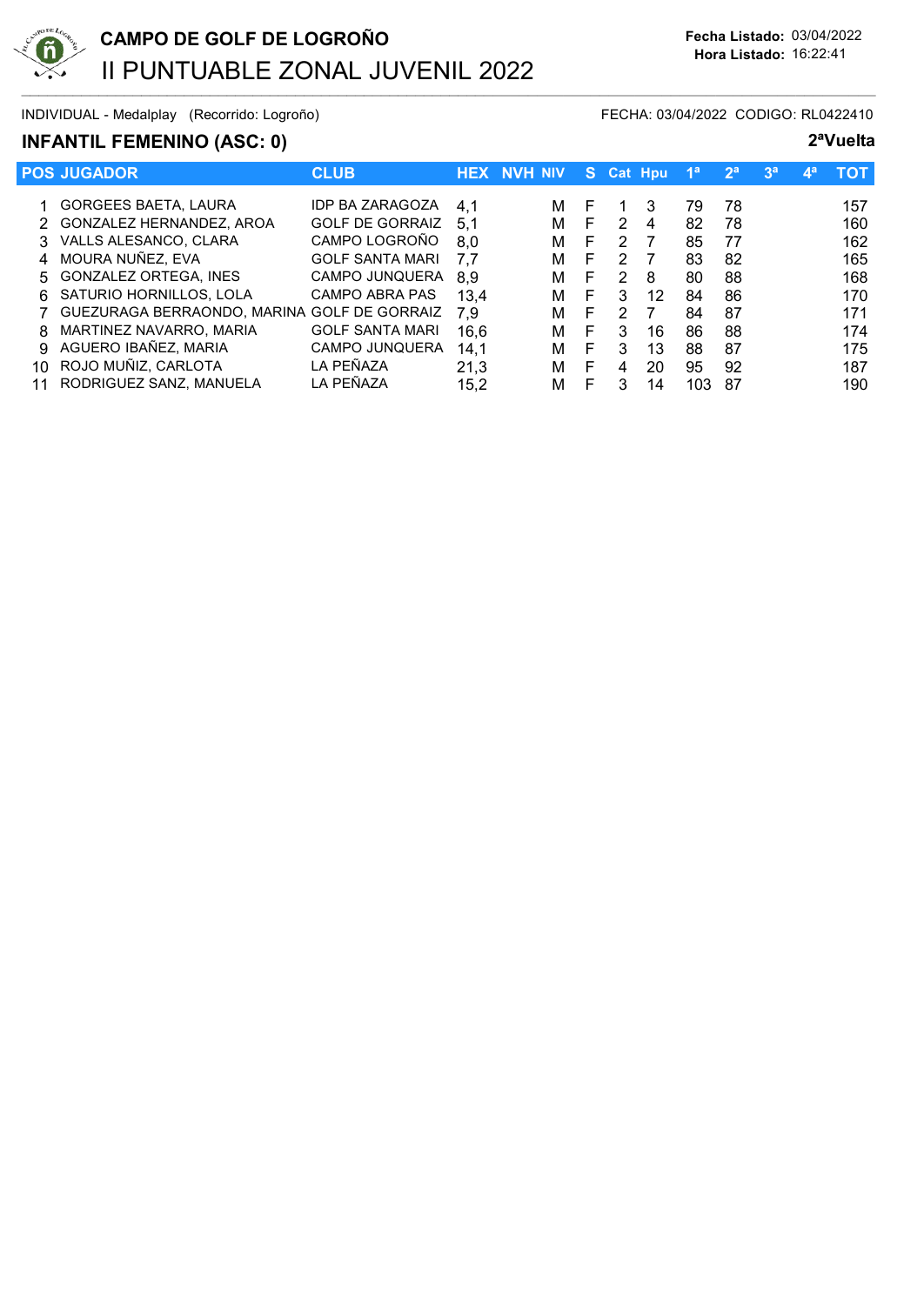# CAMPO DE GOLF DE LOGROÑO

## II PUNTUABLE ZONAL JUVENIL 2022

**Fecha Listado:** 03/04/2022
**Hora Listado:** 16:22:41

INDIVIDUAL - Medalplay (Recorrido: Logroño) FECHA: 03/04/2022 CODIGO: RL0422410

### INFANTIL FEMENINO (ASC: 0)

**2ªVuelta**

| POS | JUGADOR | CLUB | HEX | NVH | NIV | S | Cat | Hpu | 1ª | 2ª | 3ª | 4ª | TOT |
|---|---|---|---|---|---|---|---|---|---|---|---|---|---|
| 1 | GORGEES BAETA, LAURA | IDP BA ZARAGOZA | 4,1 | | M | F | 1 | 3 | 79 | 78 | | | 157 |
| 2 | GONZALEZ HERNANDEZ, AROA | GOLF DE GORRAIZ | 5,1 | | M | F | 2 | 4 | 82 | 78 | | | 160 |
| 3 | VALLS ALESANCO, CLARA | CAMPO LOGROÑO | 8,0 | | M | F | 2 | 7 | 85 | 77 | | | 162 |
| 4 | MOURA NUÑEZ, EVA | GOLF SANTA MARI | 7,7 | | M | F | 2 | 7 | 83 | 82 | | | 165 |
| 5 | GONZALEZ ORTEGA, INES | CAMPO JUNQUERA | 8,9 | | M | F | 2 | 8 | 80 | 88 | | | 168 |
| 6 | SATURIO HORNILLOS, LOLA | CAMPO ABRA PAS | 13,4 | | M | F | 3 | 12 | 84 | 86 | | | 170 |
| 7 | GUEZURAGA BERRAONDO, MARINA | GOLF DE GORRAIZ | 7,9 | | M | F | 2 | 7 | 84 | 87 | | | 171 |
| 8 | MARTINEZ NAVARRO, MARIA | GOLF SANTA MARI | 16,6 | | M | F | 3 | 16 | 86 | 88 | | | 174 |
| 9 | AGUERO IBAÑEZ, MARIA | CAMPO JUNQUERA | 14,1 | | M | F | 3 | 13 | 88 | 87 | | | 175 |
| 10 | ROJO MUÑIZ, CARLOTA | LA PEÑAZA | 21,3 | | M | F | 4 | 20 | 95 | 92 | | | 187 |
| 11 | RODRIGUEZ SANZ, MANUELA | LA PEÑAZA | 15,2 | | M | F | 3 | 14 | 103 | 87 | | | 190 |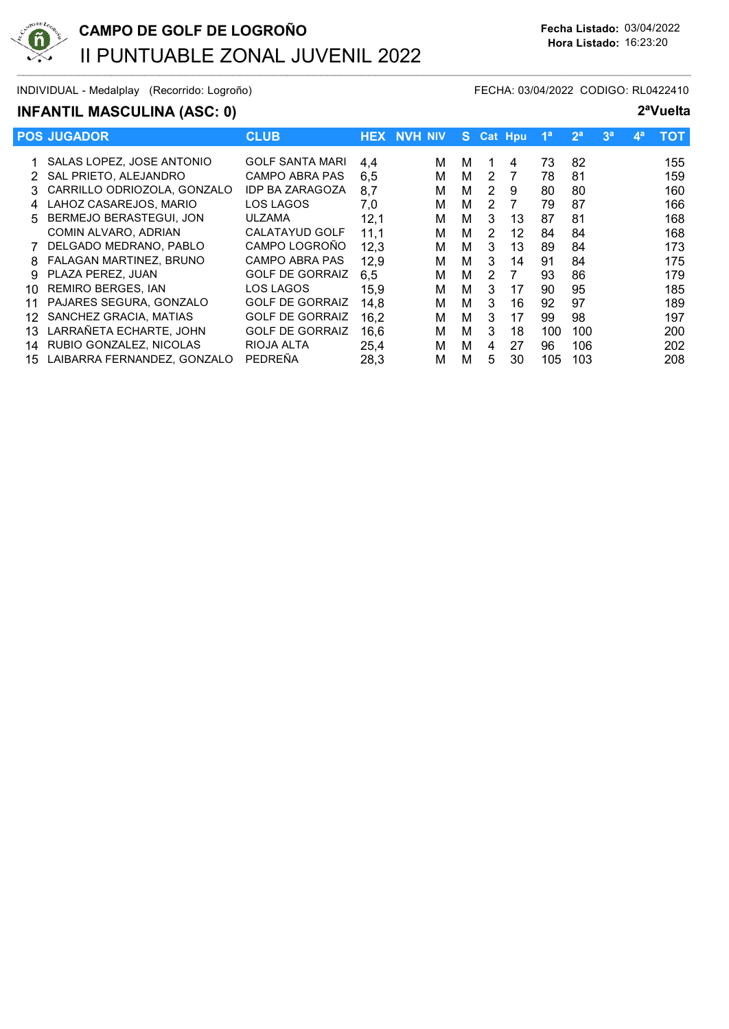# CAMPO DE GOLF DE LOGROÑO

## II PUNTUABLE ZONAL JUVENIL 2022

**Fecha Listado:** 03/04/2022
**Hora Listado:** 16:23:20

INDIVIDUAL - Medalplay (Recorrido: Logroño) FECHA: 03/04/2022 CODIGO: RL0422410

### INFANTIL MASCULINA (ASC: 0) 2ªVuelta

| POS | JUGADOR | CLUB | HEX | NVH | NIV | S | Cat | Hpu | 1ª | 2ª | 3ª | 4ª | TOT |
|---|---|---|---|---|---|---|---|---|---|---|---|---|---|
| 1 | SALAS LOPEZ, JOSE ANTONIO | GOLF SANTA MARI | 4,4 | | M | M | 1 | 4 | 73 | 82 | | | 155 |
| 2 | SAL PRIETO, ALEJANDRO | CAMPO ABRA PAS | 6,5 | | M | M | 2 | 7 | 78 | 81 | | | 159 |
| 3 | CARRILLO ODRIOZOLA, GONZALO | IDP BA ZARAGOZA | 8,7 | | M | M | 2 | 9 | 80 | 80 | | | 160 |
| 4 | LAHOZ CASAREJOS, MARIO | LOS LAGOS | 7,0 | | M | M | 2 | 7 | 79 | 87 | | | 166 |
| 5 | BERMEJO BERASTEGUI, JON | ULZAMA | 12,1 | | M | M | 3 | 13 | 87 | 81 | | | 168 |
| | COMIN ALVARO, ADRIAN | CALATAYUD GOLF | 11,1 | | M | M | 2 | 12 | 84 | 84 | | | 168 |
| 7 | DELGADO MEDRANO, PABLO | CAMPO LOGROÑO | 12,3 | | M | M | 3 | 13 | 89 | 84 | | | 173 |
| 8 | FALAGAN MARTINEZ, BRUNO | CAMPO ABRA PAS | 12,9 | | M | M | 3 | 14 | 91 | 84 | | | 175 |
| 9 | PLAZA PEREZ, JUAN | GOLF DE GORRAIZ | 6,5 | | M | M | 2 | 7 | 93 | 86 | | | 179 |
| 10 | REMIRO BERGES, IAN | LOS LAGOS | 15,9 | | M | M | 3 | 17 | 90 | 95 | | | 185 |
| 11 | PAJARES SEGURA, GONZALO | GOLF DE GORRAIZ | 14,8 | | M | M | 3 | 16 | 92 | 97 | | | 189 |
| 12 | SANCHEZ GRACIA, MATIAS | GOLF DE GORRAIZ | 16,2 | | M | M | 3 | 17 | 99 | 98 | | | 197 |
| 13 | LARRAÑETA ECHARTE, JOHN | GOLF DE GORRAIZ | 16,6 | | M | M | 3 | 18 | 100 | 100 | | | 200 |
| 14 | RUBIO GONZALEZ, NICOLAS | RIOJA ALTA | 25,4 | | M | M | 4 | 27 | 96 | 106 | | | 202 |
| 15 | LAIBARRA FERNANDEZ, GONZALO | PEDREÑA | 28,3 | | M | M | 5 | 30 | 105 | 103 | | | 208 |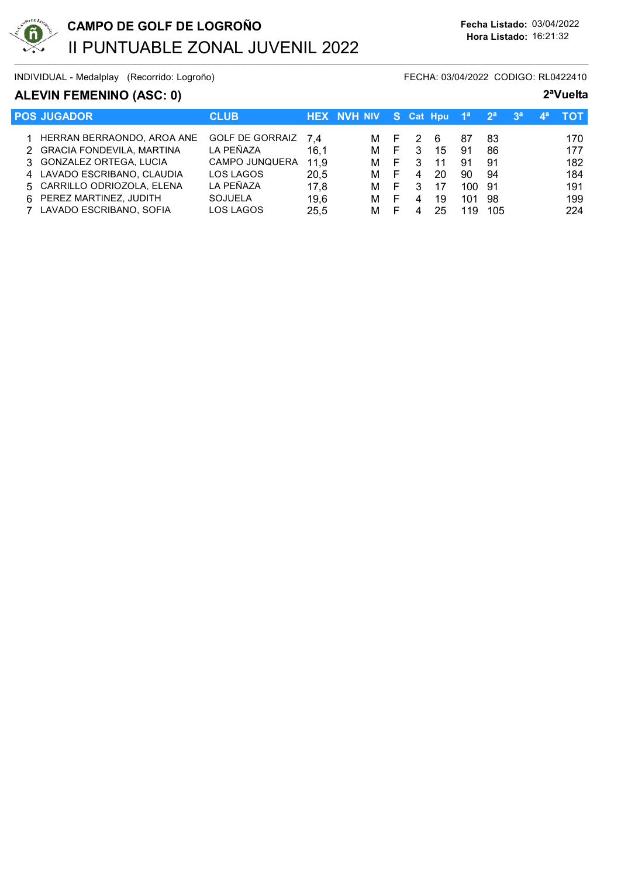# CAMPO DE GOLF DE LOGROÑO

## II PUNTUABLE ZONAL JUVENIL 2022

**Fecha Listado:** 03/04/2022
**Hora Listado:** 16:21:32

INDIVIDUAL - Medalplay (Recorrido: Logroño) FECHA: 03/04/2022 CODIGO: RL0422410

### ALEVIN FEMENINO (ASC: 0)

**2ªVuelta**

| POS | JUGADOR | CLUB | HEX | NVH | NIV | S | Cat | Hpu | 1ª | 2ª | 3ª | 4ª | TOT |
|---|---|---|---|---|---|---|---|---|---|---|---|---|---|
| 1 | HERRAN BERRAONDO, AROA ANE | GOLF DE GORRAIZ | 7,4 | | M | F | 2 | 6 | 87 | 83 | | | 170 |
| 2 | GRACIA FONDEVILA, MARTINA | LA PEÑAZA | 16,1 | | M | F | 3 | 15 | 91 | 86 | | | 177 |
| 3 | GONZALEZ ORTEGA, LUCIA | CAMPO JUNQUERA | 11,9 | | M | F | 3 | 11 | 91 | 91 | | | 182 |
| 4 | LAVADO ESCRIBANO, CLAUDIA | LOS LAGOS | 20,5 | | M | F | 4 | 20 | 90 | 94 | | | 184 |
| 5 | CARRILLO ODRIOZOLA, ELENA | LA PEÑAZA | 17,8 | | M | F | 3 | 17 | 100 | 91 | | | 191 |
| 6 | PEREZ MARTINEZ, JUDITH | SOJUELA | 19,6 | | M | F | 4 | 19 | 101 | 98 | | | 199 |
| 7 | LAVADO ESCRIBANO, SOFIA | LOS LAGOS | 25,5 | | M | F | 4 | 25 | 119 | 105 | | | 224 |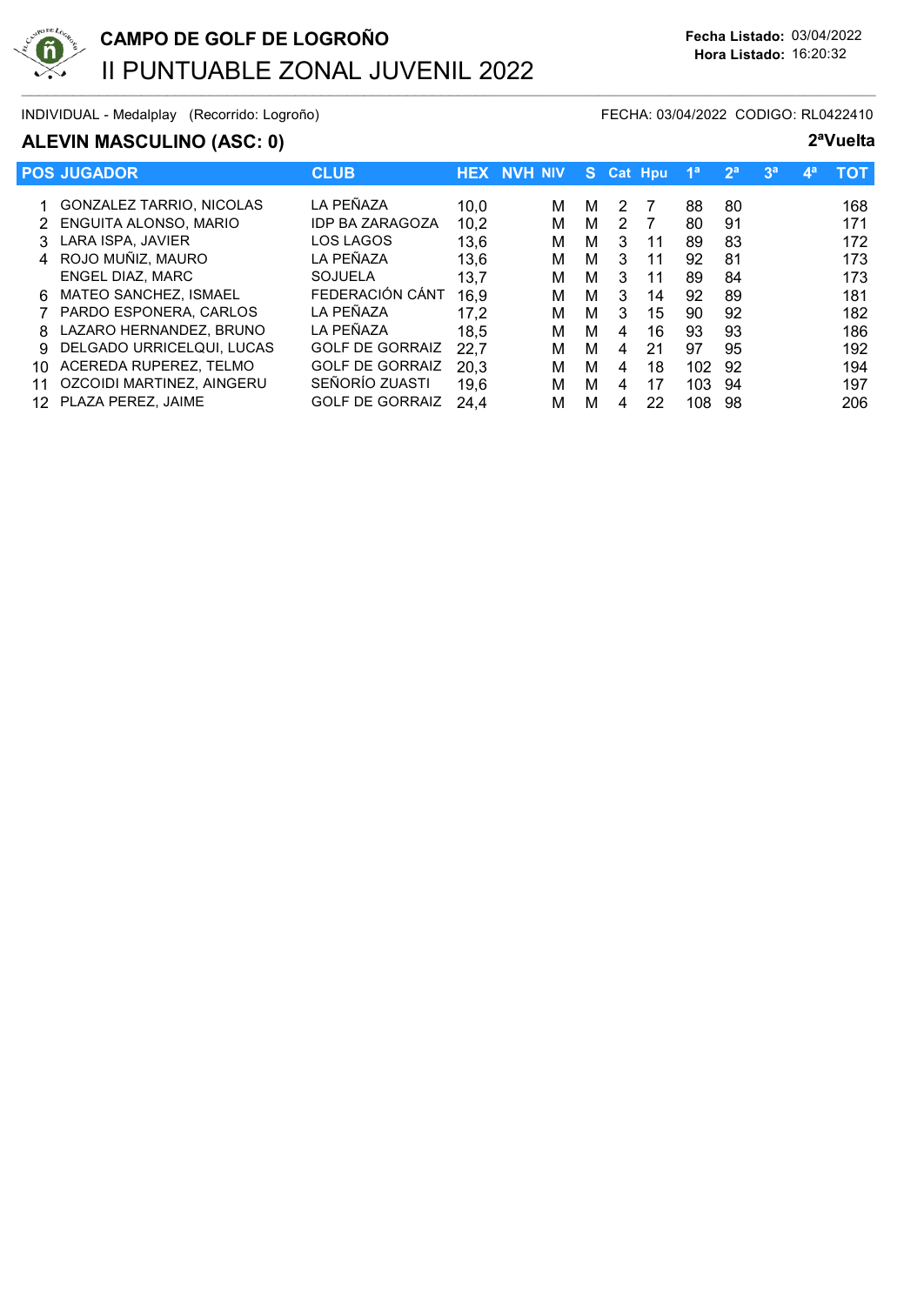# CAMPO DE GOLF DE LOGROÑO

## II PUNTUABLE ZONAL JUVENIL 2022

**Fecha Listado:** 03/04/2022
**Hora Listado:** 16:20:32

INDIVIDUAL - Medalplay (Recorrido: Logroño) FECHA: 03/04/2022 CODIGO: RL0422410

### ALEVIN MASCULINO (ASC: 0)

**2ªVuelta**

| POS | JUGADOR | CLUB | HEX | NVH | NIV | S | Cat | Hpu | 1ª | 2ª | 3ª | 4ª | TOT |
|---|---|---|---|---|---|---|---|---|---|---|---|---|---|
| 1 | GONZALEZ TARRIO, NICOLAS | LA PEÑAZA | 10,0 | | M | M | 2 | 7 | 88 | 80 | | | 168 |
| 2 | ENGUITA ALONSO, MARIO | IDP BA ZARAGOZA | 10,2 | | M | M | 2 | 7 | 80 | 91 | | | 171 |
| 3 | LARA ISPA, JAVIER | LOS LAGOS | 13,6 | | M | M | 3 | 11 | 89 | 83 | | | 172 |
| 4 | ROJO MUÑIZ, MAURO | LA PEÑAZA | 13,6 | | M | M | 3 | 11 | 92 | 81 | | | 173 |
| | ENGEL DIAZ, MARC | SOJUELA | 13,7 | | M | M | 3 | 11 | 89 | 84 | | | 173 |
| 6 | MATEO SANCHEZ, ISMAEL | FEDERACIÓN CÁNT | 16,9 | | M | M | 3 | 14 | 92 | 89 | | | 181 |
| 7 | PARDO ESPONERA, CARLOS | LA PEÑAZA | 17,2 | | M | M | 3 | 15 | 90 | 92 | | | 182 |
| 8 | LAZARO HERNANDEZ, BRUNO | LA PEÑAZA | 18,5 | | M | M | 4 | 16 | 93 | 93 | | | 186 |
| 9 | DELGADO URRICELQUI, LUCAS | GOLF DE GORRAIZ | 22,7 | | M | M | 4 | 21 | 97 | 95 | | | 192 |
| 10 | ACEREDA RUPEREZ, TELMO | GOLF DE GORRAIZ | 20,3 | | M | M | 4 | 18 | 102 | 92 | | | 194 |
| 11 | OZCOIDI MARTINEZ, AINGERU | SEÑORÍO ZUASTI | 19,6 | | M | M | 4 | 17 | 103 | 94 | | | 197 |
| 12 | PLAZA PEREZ, JAIME | GOLF DE GORRAIZ | 24,4 | | M | M | 4 | 22 | 108 | 98 | | | 206 |